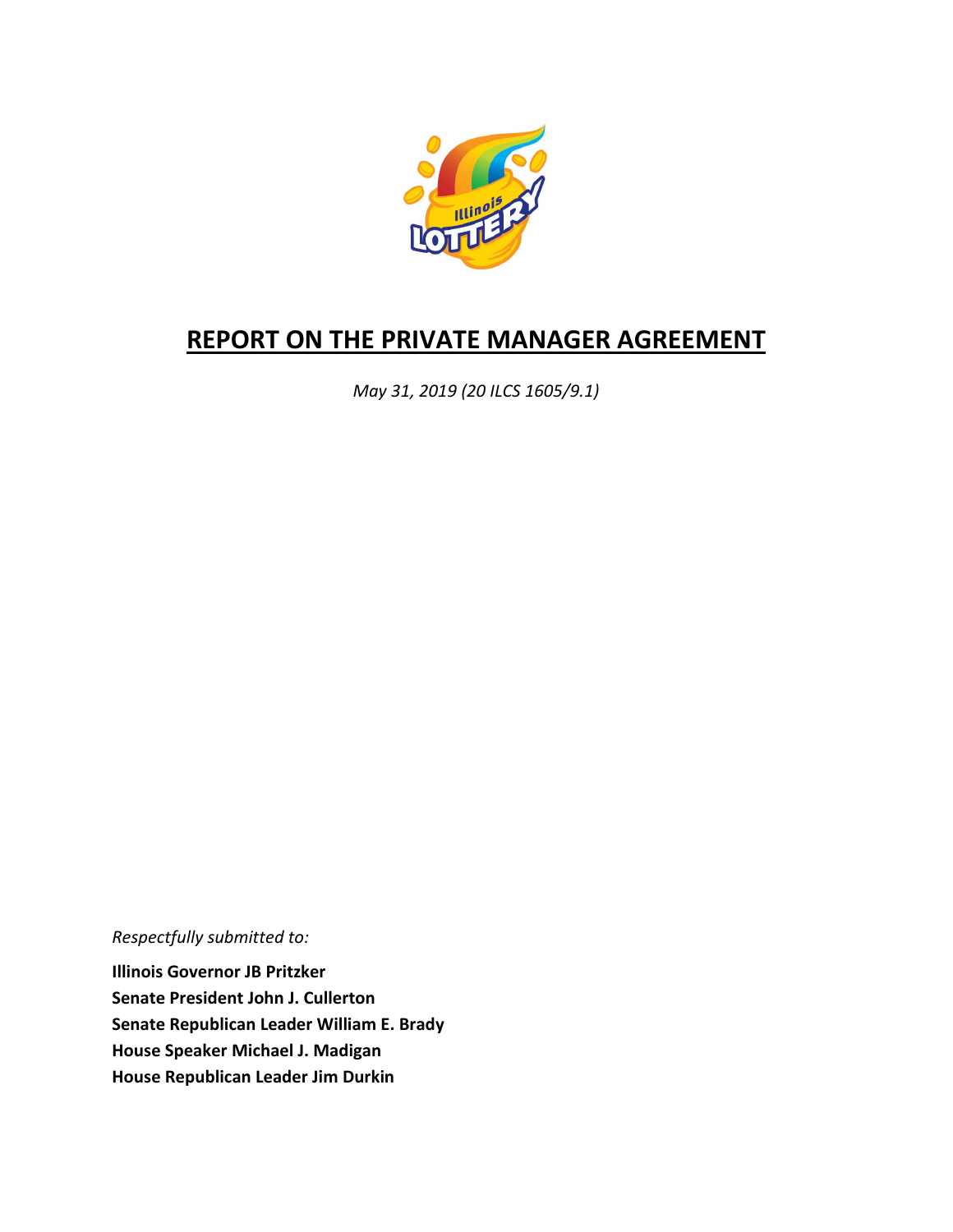# REPORT ON THE PRIVATE MANAGER AGREEMENT

*May 31, 2019 (20 ILCS 1605/9.1)*

*Respectfully submitted to:*

**Illinois Governor JB Pritzker**
**Senate President John J. Cullerton**
**Senate Republican Leader William E. Brady**
**House Speaker Michael J. Madigan**
**House Republican Leader Jim Durkin**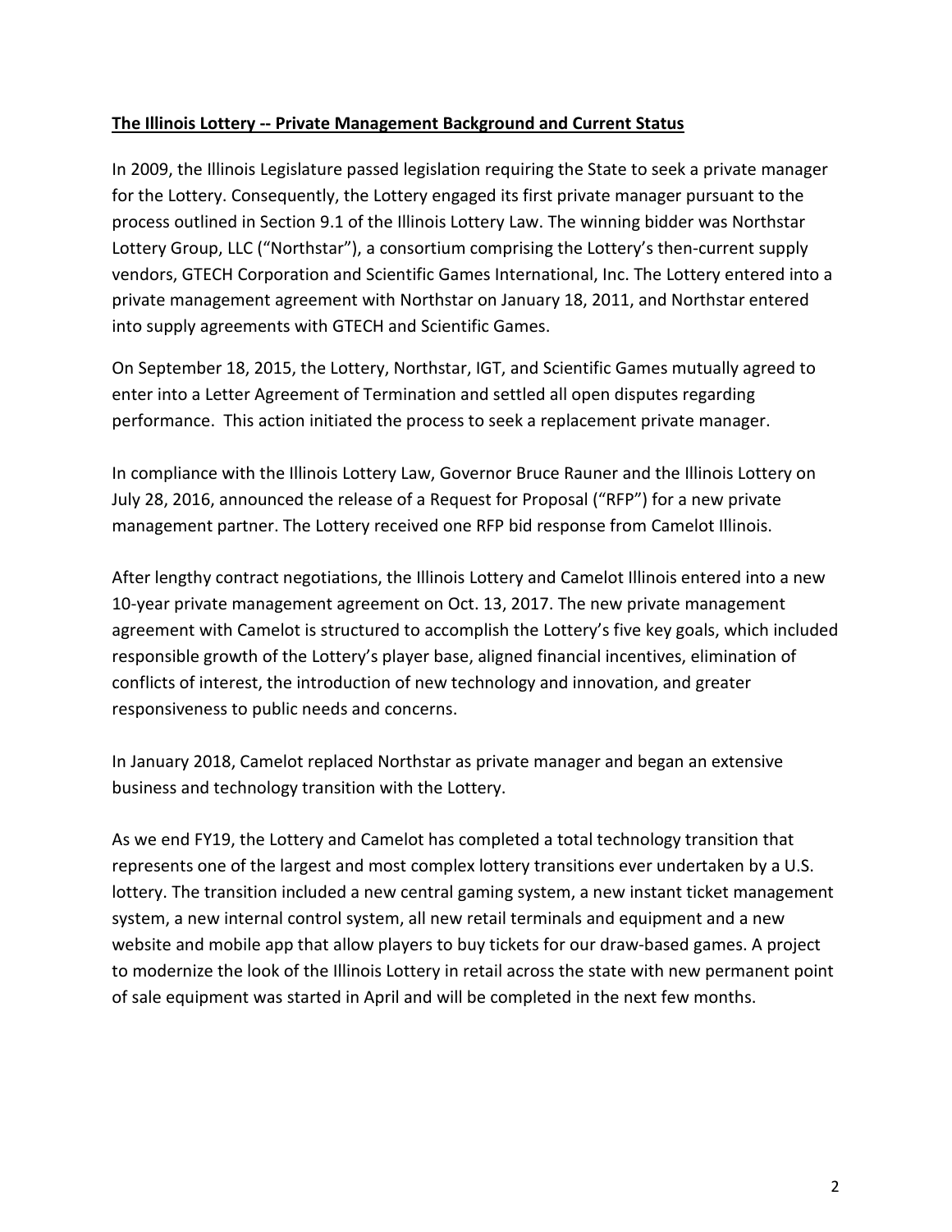**The Illinois Lottery -- Private Management Background and Current Status**

In 2009, the Illinois Legislature passed legislation requiring the State to seek a private manager for the Lottery. Consequently, the Lottery engaged its first private manager pursuant to the process outlined in Section 9.1 of the Illinois Lottery Law. The winning bidder was Northstar Lottery Group, LLC ("Northstar"), a consortium comprising the Lottery's then-current supply vendors, GTECH Corporation and Scientific Games International, Inc. The Lottery entered into a private management agreement with Northstar on January 18, 2011, and Northstar entered into supply agreements with GTECH and Scientific Games.

On September 18, 2015, the Lottery, Northstar, IGT, and Scientific Games mutually agreed to enter into a Letter Agreement of Termination and settled all open disputes regarding performance. This action initiated the process to seek a replacement private manager.

In compliance with the Illinois Lottery Law, Governor Bruce Rauner and the Illinois Lottery on July 28, 2016, announced the release of a Request for Proposal ("RFP") for a new private management partner. The Lottery received one RFP bid response from Camelot Illinois.

After lengthy contract negotiations, the Illinois Lottery and Camelot Illinois entered into a new 10-year private management agreement on Oct. 13, 2017. The new private management agreement with Camelot is structured to accomplish the Lottery's five key goals, which included responsible growth of the Lottery's player base, aligned financial incentives, elimination of conflicts of interest, the introduction of new technology and innovation, and greater responsiveness to public needs and concerns.

In January 2018, Camelot replaced Northstar as private manager and began an extensive business and technology transition with the Lottery.

As we end FY19, the Lottery and Camelot has completed a total technology transition that represents one of the largest and most complex lottery transitions ever undertaken by a U.S. lottery. The transition included a new central gaming system, a new instant ticket management system, a new internal control system, all new retail terminals and equipment and a new website and mobile app that allow players to buy tickets for our draw-based games. A project to modernize the look of the Illinois Lottery in retail across the state with new permanent point of sale equipment was started in April and will be completed in the next few months.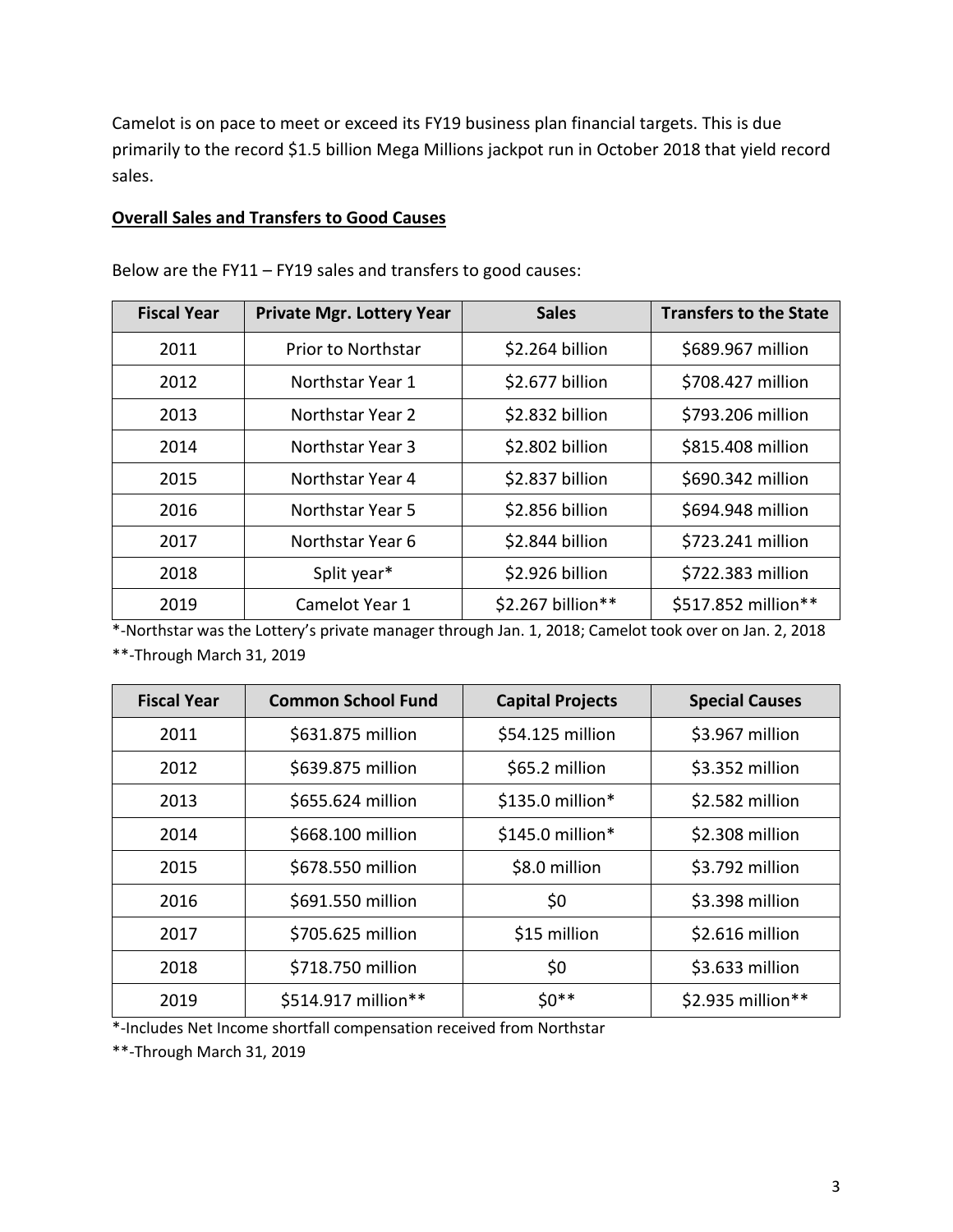Camelot is on pace to meet or exceed its FY19 business plan financial targets. This is due primarily to the record $1.5 billion Mega Millions jackpot run in October 2018 that yield record sales.

**Overall Sales and Transfers to Good Causes**

Below are the FY11 – FY19 sales and transfers to good causes:

| Fiscal Year | Private Mgr. Lottery Year | Sales | Transfers to the State |
|---|---|---|---|
| 2011 | Prior to Northstar | $2.264 billion | $689.967 million |
| 2012 | Northstar Year 1 | $2.677 billion | $708.427 million |
| 2013 | Northstar Year 2 | $2.832 billion | $793.206 million |
| 2014 | Northstar Year 3 | $2.802 billion | $815.408 million |
| 2015 | Northstar Year 4 | $2.837 billion | $690.342 million |
| 2016 | Northstar Year 5 | $2.856 billion | $694.948 million |
| 2017 | Northstar Year 6 | $2.844 billion | $723.241 million |
| 2018 | Split year* | $2.926 billion | $722.383 million |
| 2019 | Camelot Year 1 | $2.267 billion** | $517.852 million** |

*-Northstar was the Lottery's private manager through Jan. 1, 2018; Camelot took over on Jan. 2, 2018

**-Through March 31, 2019

| Fiscal Year | Common School Fund | Capital Projects | Special Causes |
|---|---|---|---|
| 2011 | $631.875 million | $54.125 million | $3.967 million |
| 2012 | $639.875 million | $65.2 million | $3.352 million |
| 2013 | $655.624 million | $135.0 million* | $2.582 million |
| 2014 | $668.100 million | $145.0 million* | $2.308 million |
| 2015 | $678.550 million | $8.0 million | $3.792 million |
| 2016 | $691.550 million | $0 | $3.398 million |
| 2017 | $705.625 million | $15 million | $2.616 million |
| 2018 | $718.750 million | $0 | $3.633 million |
| 2019 | $514.917 million** | $0** | $2.935 million** |

*-Includes Net Income shortfall compensation received from Northstar

**-Through March 31, 2019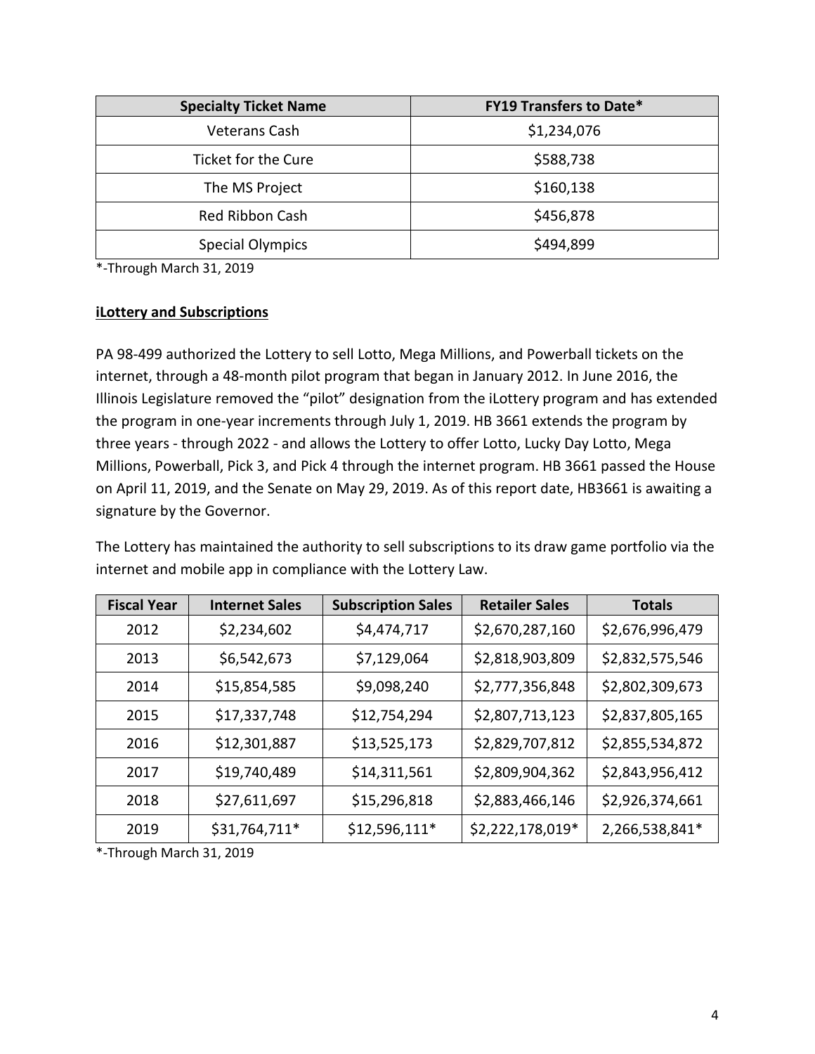| Specialty Ticket Name | FY19 Transfers to Date* |
| --- | --- |
| Veterans Cash | $1,234,076 |
| Ticket for the Cure | $588,738 |
| The MS Project | $160,138 |
| Red Ribbon Cash | $456,878 |
| Special Olympics | $494,899 |

*-Through March 31, 2019

**iLottery and Subscriptions**

PA 98-499 authorized the Lottery to sell Lotto, Mega Millions, and Powerball tickets on the internet, through a 48-month pilot program that began in January 2012. In June 2016, the Illinois Legislature removed the "pilot" designation from the iLottery program and has extended the program in one-year increments through July 1, 2019. HB 3661 extends the program by three years - through 2022 - and allows the Lottery to offer Lotto, Lucky Day Lotto, Mega Millions, Powerball, Pick 3, and Pick 4 through the internet program. HB 3661 passed the House on April 11, 2019, and the Senate on May 29, 2019. As of this report date, HB3661 is awaiting a signature by the Governor.

The Lottery has maintained the authority to sell subscriptions to its draw game portfolio via the internet and mobile app in compliance with the Lottery Law.

| Fiscal Year | Internet Sales | Subscription Sales | Retailer Sales | Totals |
| --- | --- | --- | --- | --- |
| 2012 | $2,234,602 | $4,474,717 | $2,670,287,160 | $2,676,996,479 |
| 2013 | $6,542,673 | $7,129,064 | $2,818,903,809 | $2,832,575,546 |
| 2014 | $15,854,585 | $9,098,240 | $2,777,356,848 | $2,802,309,673 |
| 2015 | $17,337,748 | $12,754,294 | $2,807,713,123 | $2,837,805,165 |
| 2016 | $12,301,887 | $13,525,173 | $2,829,707,812 | $2,855,534,872 |
| 2017 | $19,740,489 | $14,311,561 | $2,809,904,362 | $2,843,956,412 |
| 2018 | $27,611,697 | $15,296,818 | $2,883,466,146 | $2,926,374,661 |
| 2019 | $31,764,711* | $12,596,111* | $2,222,178,019* | 2,266,538,841* |

*-Through March 31, 2019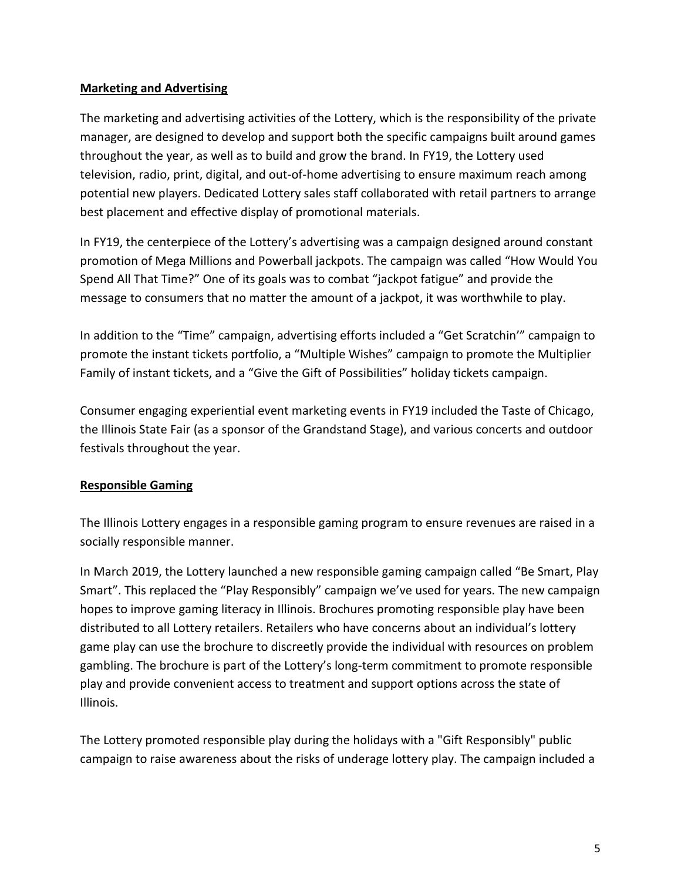**Marketing and Advertising**

The marketing and advertising activities of the Lottery, which is the responsibility of the private manager, are designed to develop and support both the specific campaigns built around games throughout the year, as well as to build and grow the brand. In FY19, the Lottery used television, radio, print, digital, and out-of-home advertising to ensure maximum reach among potential new players. Dedicated Lottery sales staff collaborated with retail partners to arrange best placement and effective display of promotional materials.

In FY19, the centerpiece of the Lottery's advertising was a campaign designed around constant promotion of Mega Millions and Powerball jackpots. The campaign was called "How Would You Spend All That Time?" One of its goals was to combat "jackpot fatigue" and provide the message to consumers that no matter the amount of a jackpot, it was worthwhile to play.

In addition to the "Time" campaign, advertising efforts included a "Get Scratchin'" campaign to promote the instant tickets portfolio, a "Multiple Wishes" campaign to promote the Multiplier Family of instant tickets, and a "Give the Gift of Possibilities" holiday tickets campaign.

Consumer engaging experiential event marketing events in FY19 included the Taste of Chicago, the Illinois State Fair (as a sponsor of the Grandstand Stage), and various concerts and outdoor festivals throughout the year.

**Responsible Gaming**

The Illinois Lottery engages in a responsible gaming program to ensure revenues are raised in a socially responsible manner.

In March 2019, the Lottery launched a new responsible gaming campaign called "Be Smart, Play Smart". This replaced the "Play Responsibly" campaign we've used for years. The new campaign hopes to improve gaming literacy in Illinois. Brochures promoting responsible play have been distributed to all Lottery retailers. Retailers who have concerns about an individual's lottery game play can use the brochure to discreetly provide the individual with resources on problem gambling. The brochure is part of the Lottery's long-term commitment to promote responsible play and provide convenient access to treatment and support options across the state of Illinois.

The Lottery promoted responsible play during the holidays with a "Gift Responsibly" public campaign to raise awareness about the risks of underage lottery play. The campaign included a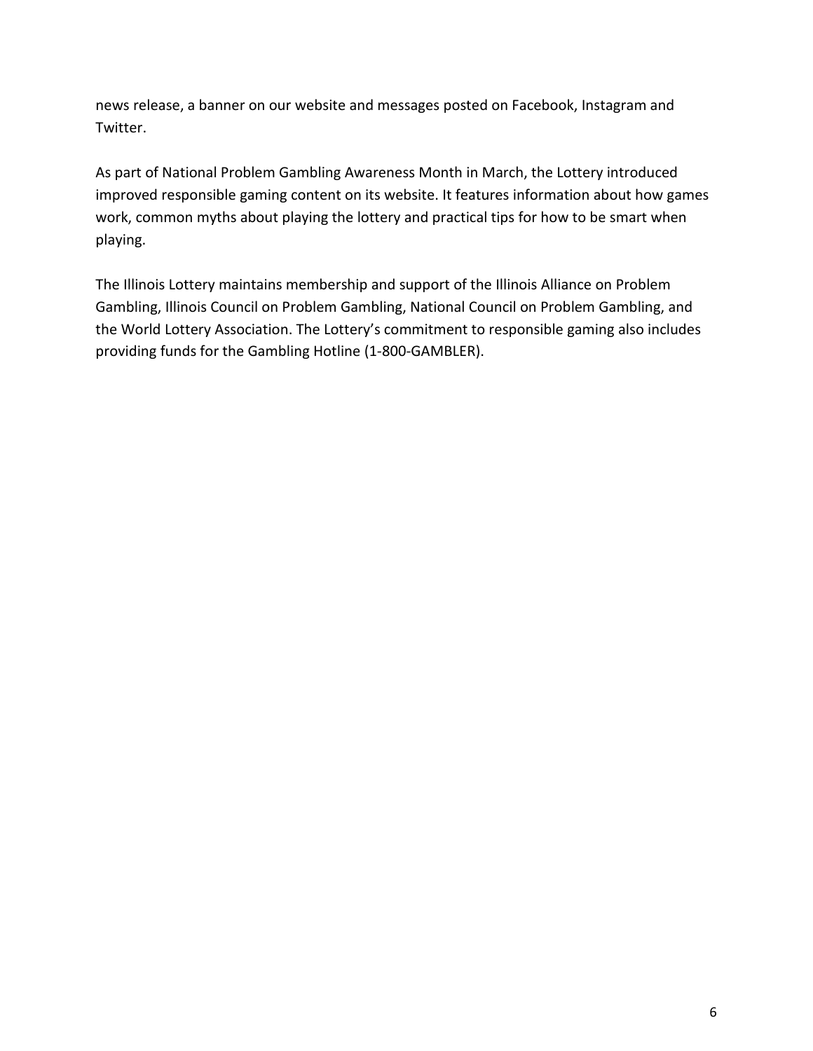news release, a banner on our website and messages posted on Facebook, Instagram and Twitter.

As part of National Problem Gambling Awareness Month in March, the Lottery introduced improved responsible gaming content on its website. It features information about how games work, common myths about playing the lottery and practical tips for how to be smart when playing.

The Illinois Lottery maintains membership and support of the Illinois Alliance on Problem Gambling, Illinois Council on Problem Gambling, National Council on Problem Gambling, and the World Lottery Association. The Lottery's commitment to responsible gaming also includes providing funds for the Gambling Hotline (1-800-GAMBLER).